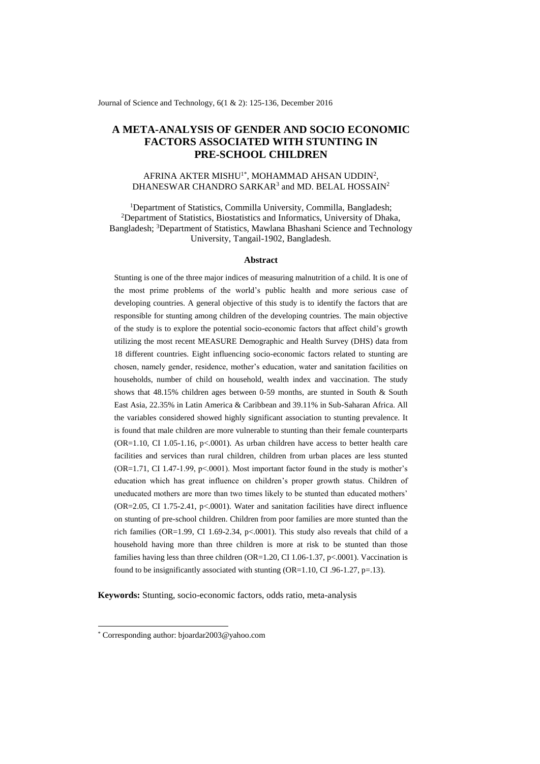# A META-ANALYSIS OF GENDER AND SOCIO ECONOMIC FACTORS ASSOCIATED WITH STUNTING IN PRE-SCHOOL CHILDREN

AFRINA AKTER MISHU[1*], MOHAMMAD AHSAN UDDIN[2], DHANESWAR CHANDRO SARKAR[3] and MD. BELAL HOSSAIN[2]

[1]Department of Statistics, Commilla University, Commilla, Bangladesh; [2]Department of Statistics, Biostatistics and Informatics, University of Dhaka, Bangladesh; [3]Department of Statistics, Mawlana Bhashani Science and Technology University, Tangail-1902, Bangladesh.

## Abstract

Stunting is one of the three major indices of measuring malnutrition of a child. It is one of the most prime problems of the world's public health and more serious case of developing countries. A general objective of this study is to identify the factors that are responsible for stunting among children of the developing countries. The main objective of the study is to explore the potential socio-economic factors that affect child's growth utilizing the most recent MEASURE Demographic and Health Survey (DHS) data from 18 different countries. Eight influencing socio-economic factors related to stunting are chosen, namely gender, residence, mother's education, water and sanitation facilities on households, number of child on household, wealth index and vaccination. The study shows that 48.15% children ages between 0-59 months, are stunted in South & South East Asia, 22.35% in Latin America & Caribbean and 39.11% in Sub-Saharan Africa. All the variables considered showed highly significant association to stunting prevalence. It is found that male children are more vulnerable to stunting than their female counterparts (OR=1.10, CI 1.05-1.16, p<.0001). As urban children have access to better health care facilities and services than rural children, children from urban places are less stunted (OR=1.71, CI 1.47-1.99, p<.0001). Most important factor found in the study is mother's education which has great influence on children's proper growth status. Children of uneducated mothers are more than two times likely to be stunted than educated mothers' (OR=2.05, CI 1.75-2.41, p<.0001). Water and sanitation facilities have direct influence on stunting of pre-school children. Children from poor families are more stunted than the rich families (OR=1.99, CI 1.69-2.34, p<.0001). This study also reveals that child of a household having more than three children is more at risk to be stunted than those families having less than three children (OR=1.20, CI 1.06-1.37, p<.0001). Vaccination is found to be insignificantly associated with stunting (OR=1.10, CI .96-1.27, p=.13).

**Keywords:** Stunting, socio-economic factors, odds ratio, meta-analysis

---

\* Corresponding author: bjoardar2003@yahoo.com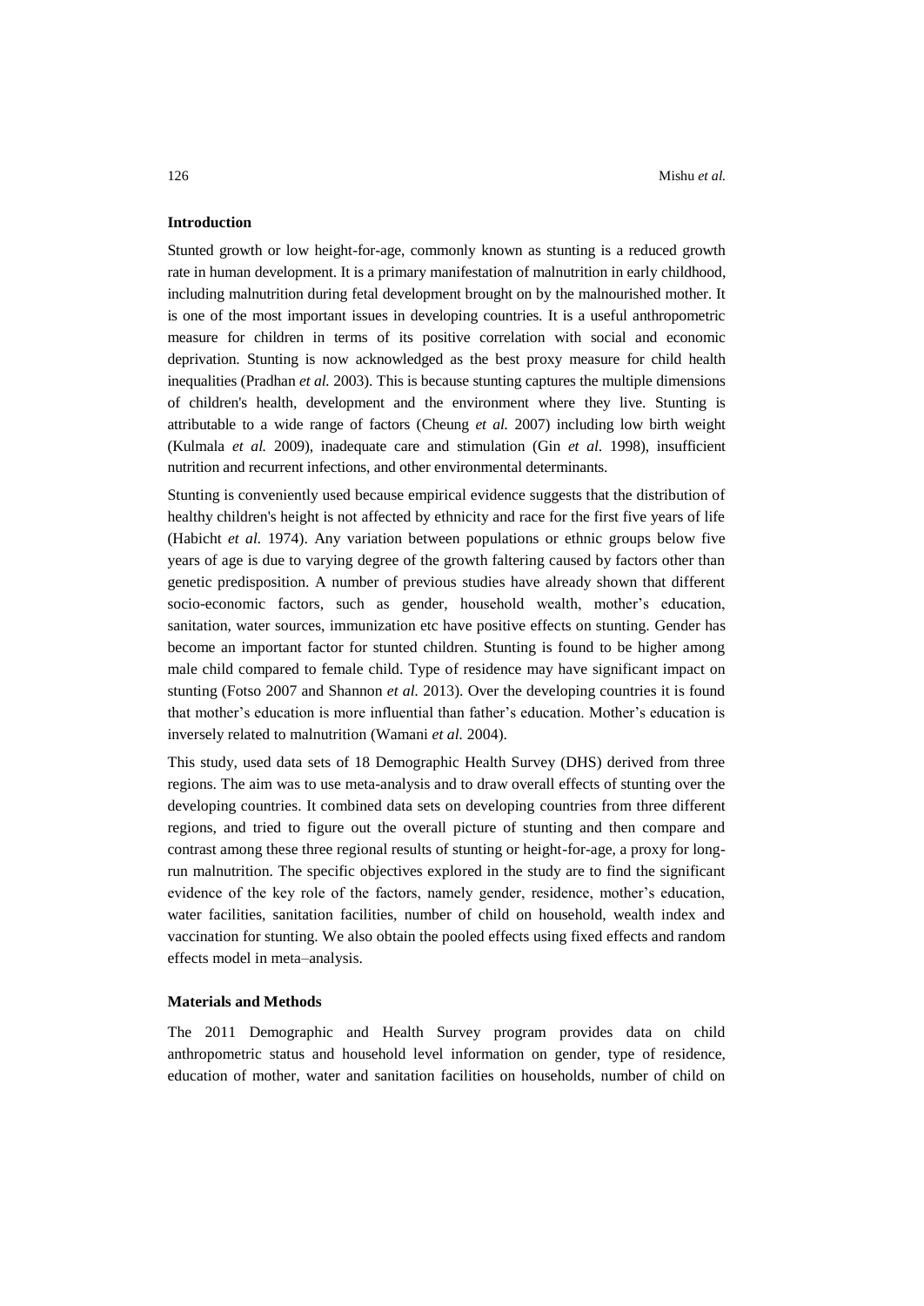### Introduction

Stunted growth or low height-for-age, commonly known as stunting is a reduced growth rate in human development. It is a primary manifestation of malnutrition in early childhood, including malnutrition during fetal development brought on by the malnourished mother. It is one of the most important issues in developing countries. It is a useful anthropometric measure for children in terms of its positive correlation with social and economic deprivation. Stunting is now acknowledged as the best proxy measure for child health inequalities (Pradhan *et al.* 2003). This is because stunting captures the multiple dimensions of children's health, development and the environment where they live. Stunting is attributable to a wide range of factors (Cheung *et al.* 2007) including low birth weight (Kulmala *et al.* 2009), inadequate care and stimulation (Gin *et al*. 1998), insufficient nutrition and recurrent infections, and other environmental determinants.

Stunting is conveniently used because empirical evidence suggests that the distribution of healthy children's height is not affected by ethnicity and race for the first five years of life (Habicht *et al.* 1974). Any variation between populations or ethnic groups below five years of age is due to varying degree of the growth faltering caused by factors other than genetic predisposition. A number of previous studies have already shown that different socio-economic factors, such as gender, household wealth, mother's education, sanitation, water sources, immunization etc have positive effects on stunting. Gender has become an important factor for stunted children. Stunting is found to be higher among male child compared to female child. Type of residence may have significant impact on stunting (Fotso 2007 and Shannon *et al.* 2013). Over the developing countries it is found that mother's education is more influential than father's education. Mother's education is inversely related to malnutrition (Wamani *et al.* 2004).

This study, used data sets of 18 Demographic Health Survey (DHS) derived from three regions. The aim was to use meta-analysis and to draw overall effects of stunting over the developing countries. It combined data sets on developing countries from three different regions, and tried to figure out the overall picture of stunting and then compare and contrast among these three regional results of stunting or height-for-age, a proxy for long-run malnutrition. The specific objectives explored in the study are to find the significant evidence of the key role of the factors, namely gender, residence, mother's education, water facilities, sanitation facilities, number of child on household, wealth index and vaccination for stunting. We also obtain the pooled effects using fixed effects and random effects model in meta–analysis.

### Materials and Methods

The 2011 Demographic and Health Survey program provides data on child anthropometric status and household level information on gender, type of residence, education of mother, water and sanitation facilities on households, number of child on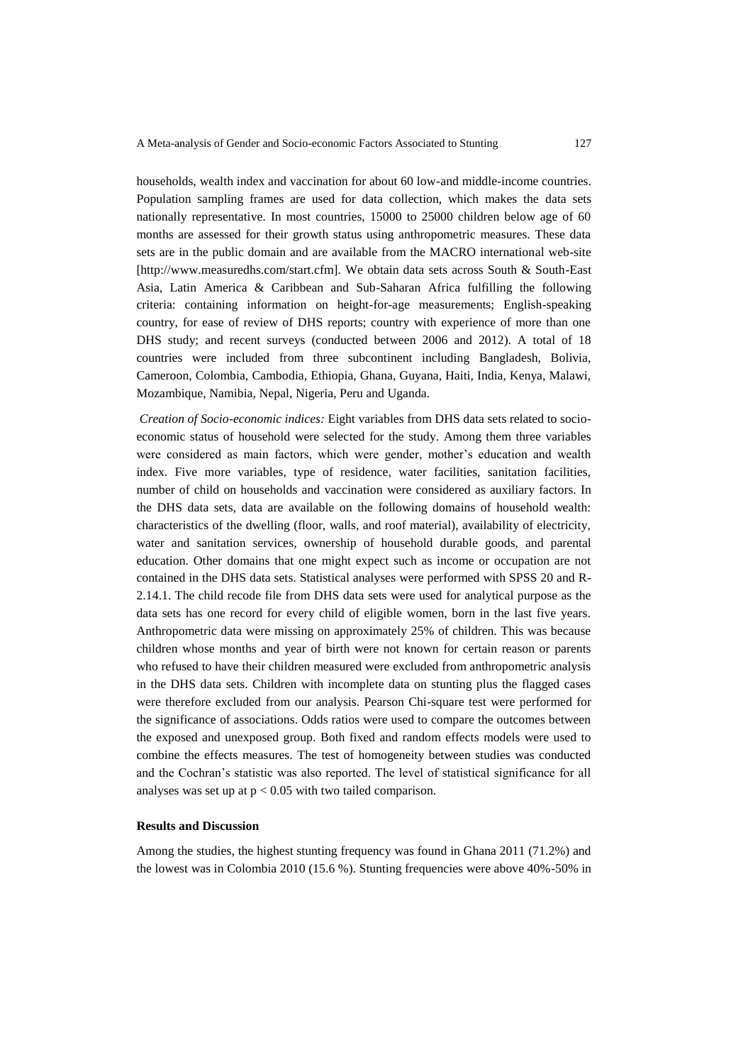households, wealth index and vaccination for about 60 low-and middle-income countries. Population sampling frames are used for data collection, which makes the data sets nationally representative. In most countries, 15000 to 25000 children below age of 60 months are assessed for their growth status using anthropometric measures. These data sets are in the public domain and are available from the MACRO international web-site [http://www.measuredhs.com/start.cfm]. We obtain data sets across South & South-East Asia, Latin America & Caribbean and Sub-Saharan Africa fulfilling the following criteria: containing information on height-for-age measurements; English-speaking country, for ease of review of DHS reports; country with experience of more than one DHS study; and recent surveys (conducted between 2006 and 2012). A total of 18 countries were included from three subcontinent including Bangladesh, Bolivia, Cameroon, Colombia, Cambodia, Ethiopia, Ghana, Guyana, Haiti, India, Kenya, Malawi, Mozambique, Namibia, Nepal, Nigeria, Peru and Uganda.

*Creation of Socio-economic indices:* Eight variables from DHS data sets related to socio-economic status of household were selected for the study. Among them three variables were considered as main factors, which were gender, mother's education and wealth index. Five more variables, type of residence, water facilities, sanitation facilities, number of child on households and vaccination were considered as auxiliary factors. In the DHS data sets, data are available on the following domains of household wealth: characteristics of the dwelling (floor, walls, and roof material), availability of electricity, water and sanitation services, ownership of household durable goods, and parental education. Other domains that one might expect such as income or occupation are not contained in the DHS data sets. Statistical analyses were performed with SPSS 20 and R-2.14.1. The child recode file from DHS data sets were used for analytical purpose as the data sets has one record for every child of eligible women, born in the last five years. Anthropometric data were missing on approximately 25% of children. This was because children whose months and year of birth were not known for certain reason or parents who refused to have their children measured were excluded from anthropometric analysis in the DHS data sets. Children with incomplete data on stunting plus the flagged cases were therefore excluded from our analysis. Pearson Chi-square test were performed for the significance of associations. Odds ratios were used to compare the outcomes between the exposed and unexposed group. Both fixed and random effects models were used to combine the effects measures. The test of homogeneity between studies was conducted and the Cochran's statistic was also reported. The level of statistical significance for all analyses was set up at $p < 0.05$ with two tailed comparison.

**Results and Discussion**

Among the studies, the highest stunting frequency was found in Ghana 2011 (71.2%) and the lowest was in Colombia 2010 (15.6 %). Stunting frequencies were above 40%-50% in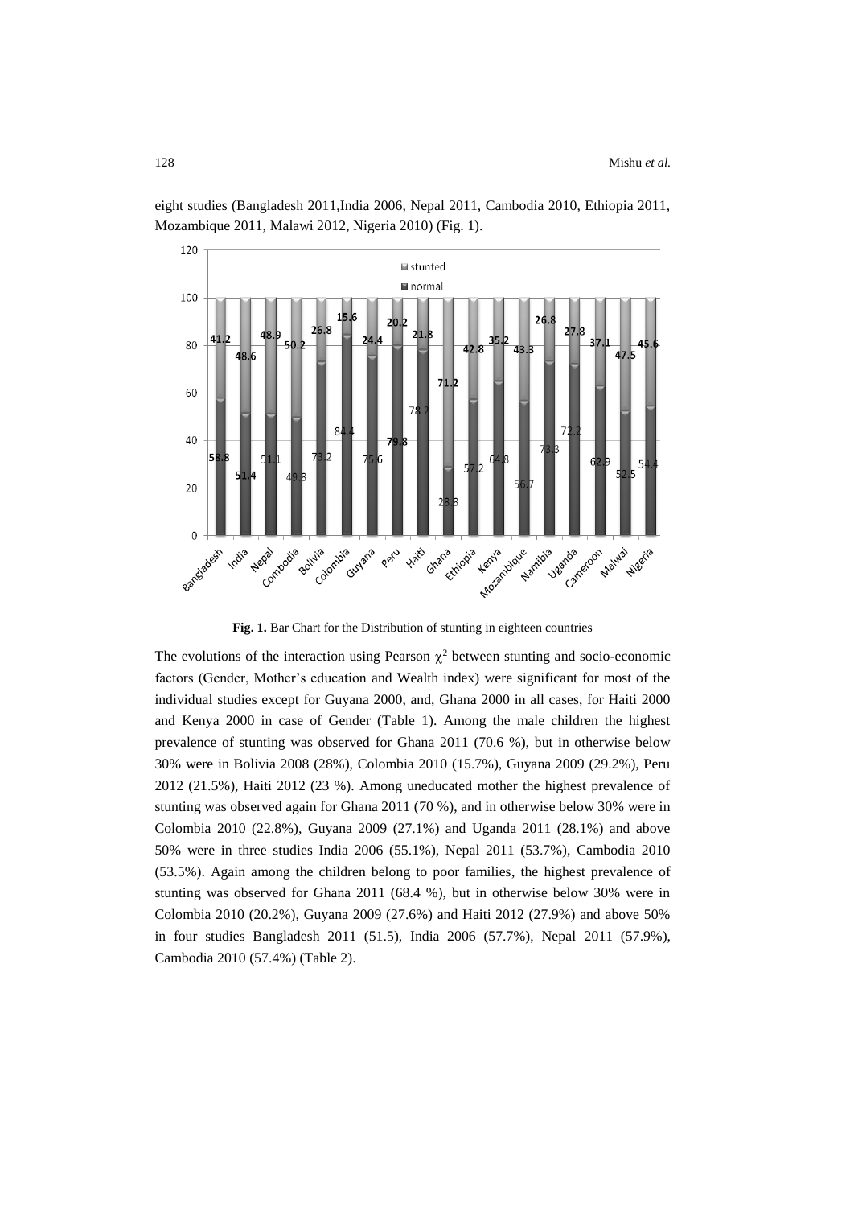eight studies (Bangladesh 2011,India 2006, Nepal 2011, Cambodia 2010, Ethiopia 2011, Mozambique 2011, Malawi 2012, Nigeria 2010) (Fig. 1).

**Fig. 1.** Bar Chart for the Distribution of stunting in eighteen countries

The evolutions of the interaction using Pearson $\chi^2$ between stunting and socio-economic factors (Gender, Mother's education and Wealth index) were significant for most of the individual studies except for Guyana 2000, and, Ghana 2000 in all cases, for Haiti 2000 and Kenya 2000 in case of Gender (Table 1). Among the male children the highest prevalence of stunting was observed for Ghana 2011 (70.6 %), but in otherwise below 30% were in Bolivia 2008 (28%), Colombia 2010 (15.7%), Guyana 2009 (29.2%), Peru 2012 (21.5%), Haiti 2012 (23 %). Among uneducated mother the highest prevalence of stunting was observed again for Ghana 2011 (70 %), and in otherwise below 30% were in Colombia 2010 (22.8%), Guyana 2009 (27.1%) and Uganda 2011 (28.1%) and above 50% were in three studies India 2006 (55.1%), Nepal 2011 (53.7%), Cambodia 2010 (53.5%). Again among the children belong to poor families, the highest prevalence of stunting was observed for Ghana 2011 (68.4 %), but in otherwise below 30% were in Colombia 2010 (20.2%), Guyana 2009 (27.6%) and Haiti 2012 (27.9%) and above 50% in four studies Bangladesh 2011 (51.5), India 2006 (57.7%), Nepal 2011 (57.9%), Cambodia 2010 (57.4%) (Table 2).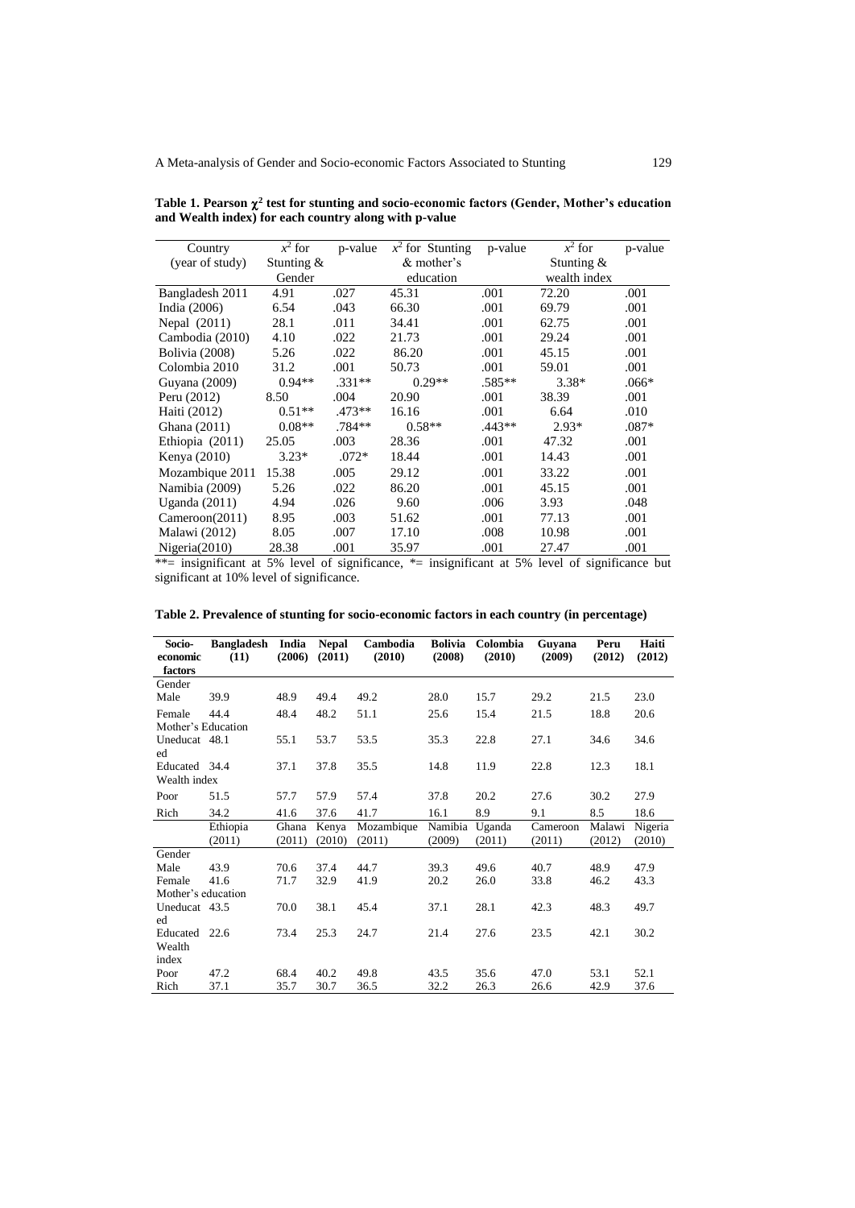**Table 1. Pearson $\chi^2$ test for stunting and socio-economic factors (Gender, Mother's education and Wealth index) for each country along with p-value**

| Country (year of study) | $x^2$ for Stunting & Gender | p-value | $x^2$ for Stunting & mother's education | p-value | $x^2$ for Stunting & wealth index | p-value |
|---|---|---|---|---|---|---|
| Bangladesh 2011 | 4.91 | .027 | 45.31 | .001 | 72.20 | .001 |
| India (2006) | 6.54 | .043 | 66.30 | .001 | 69.79 | .001 |
| Nepal (2011) | 28.1 | .011 | 34.41 | .001 | 62.75 | .001 |
| Cambodia (2010) | 4.10 | .022 | 21.73 | .001 | 29.24 | .001 |
| Bolivia (2008) | 5.26 | .022 | 86.20 | .001 | 45.15 | .001 |
| Colombia 2010 | 31.2 | .001 | 50.73 | .001 | 59.01 | .001 |
| Guyana (2009) | 0.94** | .331** | 0.29** | .585** | 3.38* | .066* |
| Peru (2012) | 8.50 | .004 | 20.90 | .001 | 38.39 | .001 |
| Haiti (2012) | 0.51** | .473** | 16.16 | .001 | 6.64 | .010 |
| Ghana (2011) | 0.08** | .784** | 0.58** | .443** | 2.93* | .087* |
| Ethiopia (2011) | 25.05 | .003 | 28.36 | .001 | 47.32 | .001 |
| Kenya (2010) | 3.23* | .072* | 18.44 | .001 | 14.43 | .001 |
| Mozambique 2011 | 15.38 | .005 | 29.12 | .001 | 33.22 | .001 |
| Namibia (2009) | 5.26 | .022 | 86.20 | .001 | 45.15 | .001 |
| Uganda (2011) | 4.94 | .026 | 9.60 | .006 | 3.93 | .048 |
| Cameroon(2011) | 8.95 | .003 | 51.62 | .001 | 77.13 | .001 |
| Malawi (2012) | 8.05 | .007 | 17.10 | .008 | 10.98 | .001 |
| Nigeria(2010) | 28.38 | .001 | 35.97 | .001 | 27.47 | .001 |

**= insignificant at 5% level of significance, *= insignificant at 5% level of significance but significant at 10% level of significance.

**Table 2. Prevalence of stunting for socio-economic factors in each country (in percentage)**

| Socio-economic factors | Bangladesh (11) | India (2006) | Nepal (2011) | Cambodia (2010) | Bolivia (2008) | Colombia (2010) | Guyana (2009) | Peru (2012) | Haiti (2012) |
|---|---|---|---|---|---|---|---|---|---|
| Gender | | | | | | | | | |
| Male | 39.9 | 48.9 | 49.4 | 49.2 | 28.0 | 15.7 | 29.2 | 21.5 | 23.0 |
| Female | 44.4 | 48.4 | 48.2 | 51.1 | 25.6 | 15.4 | 21.5 | 18.8 | 20.6 |
| Mother's Education | | | | | | | | | |
| Uneducated | 48.1 | 55.1 | 53.7 | 53.5 | 35.3 | 22.8 | 27.1 | 34.6 | 34.6 |
| Educated | 34.4 | 37.1 | 37.8 | 35.5 | 14.8 | 11.9 | 22.8 | 12.3 | 18.1 |
| Wealth index | | | | | | | | | |
| Poor | 51.5 | 57.7 | 57.9 | 57.4 | 37.8 | 20.2 | 27.6 | 30.2 | 27.9 |
| Rich | 34.2 | 41.6 | 37.6 | 41.7 | 16.1 | 8.9 | 9.1 | 8.5 | 18.6 |
| | Ethiopia (2011) | Ghana (2011) | Kenya (2010) | Mozambique (2011) | Namibia (2009) | Uganda (2011) | Cameroon (2011) | Malawi (2012) | Nigeria (2010) |
| Gender | | | | | | | | | |
| Male | 43.9 | 70.6 | 37.4 | 44.7 | 39.3 | 49.6 | 40.7 | 48.9 | 47.9 |
| Female | 41.6 | 71.7 | 32.9 | 41.9 | 20.2 | 26.0 | 33.8 | 46.2 | 43.3 |
| Mother's education | | | | | | | | | |
| Uneducated | 43.5 | 70.0 | 38.1 | 45.4 | 37.1 | 28.1 | 42.3 | 48.3 | 49.7 |
| Educated | 22.6 | 73.4 | 25.3 | 24.7 | 21.4 | 27.6 | 23.5 | 42.1 | 30.2 |
| Wealth index | | | | | | | | | |
| Poor | 47.2 | 68.4 | 40.2 | 49.8 | 43.5 | 35.6 | 47.0 | 53.1 | 52.1 |
| Rich | 37.1 | 35.7 | 30.7 | 36.5 | 32.2 | 26.3 | 26.6 | 42.9 | 37.6 |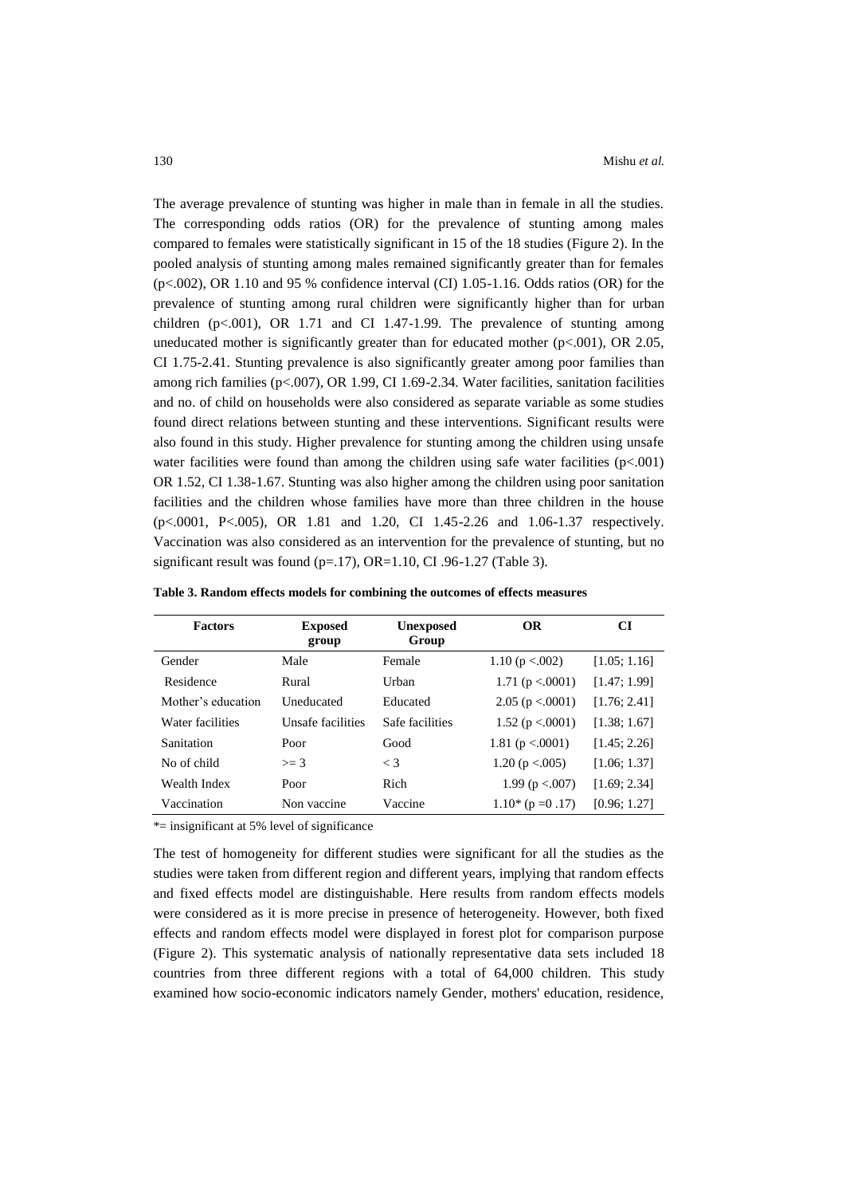The average prevalence of stunting was higher in male than in female in all the studies. The corresponding odds ratios (OR) for the prevalence of stunting among males compared to females were statistically significant in 15 of the 18 studies (Figure 2). In the pooled analysis of stunting among males remained significantly greater than for females ($p<.002$), OR 1.10 and 95 % confidence interval (CI) 1.05-1.16. Odds ratios (OR) for the prevalence of stunting among rural children were significantly higher than for urban children ($p<.001$), OR 1.71 and CI 1.47-1.99. The prevalence of stunting among uneducated mother is significantly greater than for educated mother ($p<.001$), OR 2.05, CI 1.75-2.41. Stunting prevalence is also significantly greater among poor families than among rich families ($p<.007$), OR 1.99, CI 1.69-2.34. Water facilities, sanitation facilities and no. of child on households were also considered as separate variable as some studies found direct relations between stunting and these interventions. Significant results were also found in this study. Higher prevalence for stunting among the children using unsafe water facilities were found than among the children using safe water facilities ($p<.001$) OR 1.52, CI 1.38-1.67. Stunting was also higher among the children using poor sanitation facilities and the children whose families have more than three children in the house ($p<.0001$, $P<.005$), OR 1.81 and 1.20, CI 1.45-2.26 and 1.06-1.37 respectively. Vaccination was also considered as an intervention for the prevalence of stunting, but no significant result was found ($p=.17$), OR=1.10, CI .96-1.27 (Table 3).

**Table 3. Random effects models for combining the outcomes of effects measures**

| Factors | Exposed group | Unexposed Group | OR | CI |
|---|---|---|---|---|
| Gender | Male | Female | 1.10 ($p<.002$) | [1.05; 1.16] |
| Residence | Rural | Urban | 1.71 ($p<.0001$) | [1.47; 1.99] |
| Mother's education | Uneducated | Educated | 2.05 ($p<.0001$) | [1.76; 2.41] |
| Water facilities | Unsafe facilities | Safe facilities | 1.52 ($p<.0001$) | [1.38; 1.67] |
| Sanitation | Poor | Good | 1.81 ($p<.0001$) | [1.45; 2.26] |
| No of child | >= 3 | < 3 | 1.20 ($p<.005$) | [1.06; 1.37] |
| Wealth Index | Poor | Rich | 1.99 ($p<.007$) | [1.69; 2.34] |
| Vaccination | Non vaccine | Vaccine | 1.10* ($p=0.17$) | [0.96; 1.27] |

*= insignificant at 5% level of significance

The test of homogeneity for different studies were significant for all the studies as the studies were taken from different region and different years, implying that random effects and fixed effects model are distinguishable. Here results from random effects models were considered as it is more precise in presence of heterogeneity. However, both fixed effects and random effects model were displayed in forest plot for comparison purpose (Figure 2). This systematic analysis of nationally representative data sets included 18 countries from three different regions with a total of 64,000 children. This study examined how socio-economic indicators namely Gender, mothers' education, residence,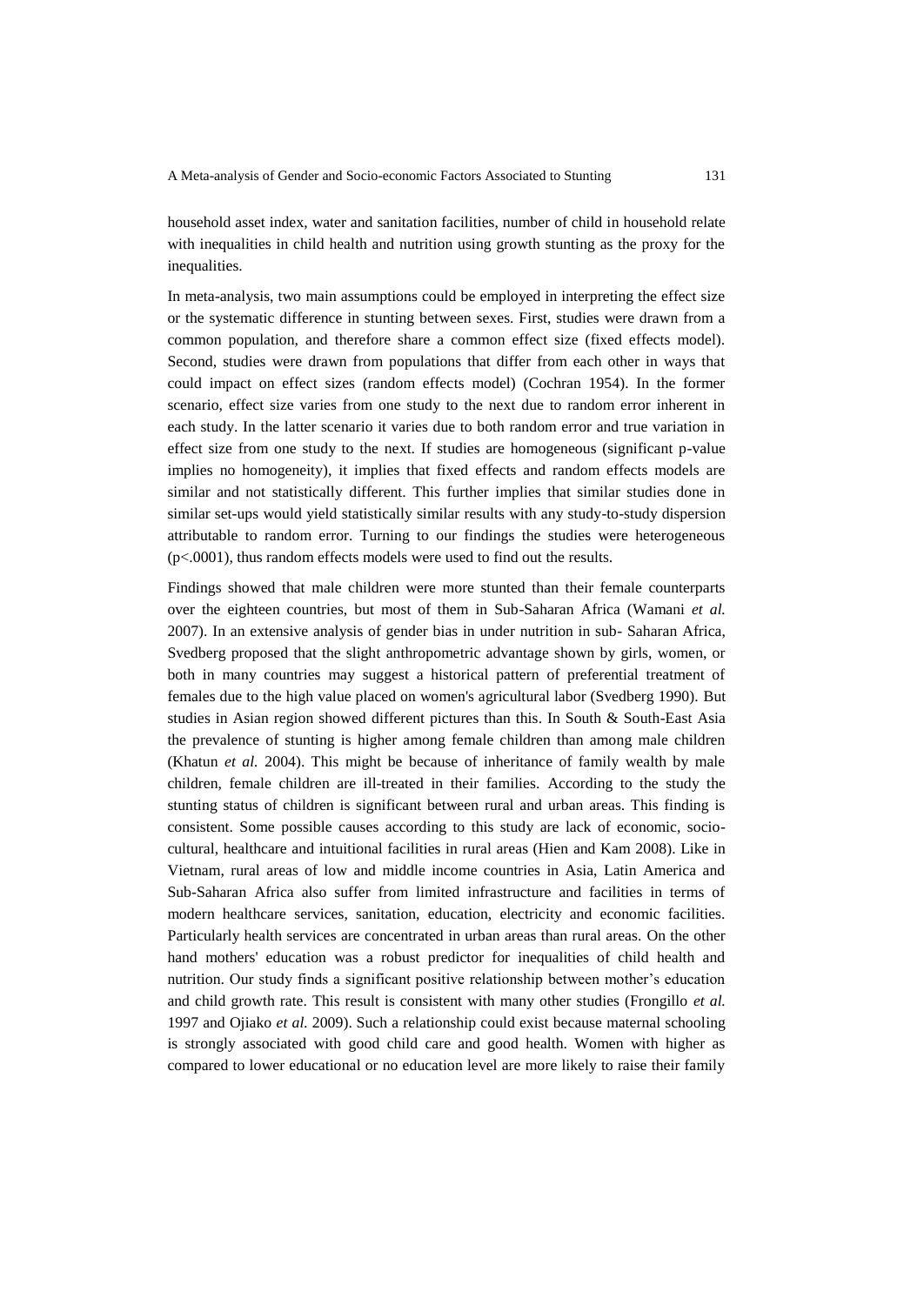household asset index, water and sanitation facilities, number of child in household relate with inequalities in child health and nutrition using growth stunting as the proxy for the inequalities.

In meta-analysis, two main assumptions could be employed in interpreting the effect size or the systematic difference in stunting between sexes. First, studies were drawn from a common population, and therefore share a common effect size (fixed effects model). Second, studies were drawn from populations that differ from each other in ways that could impact on effect sizes (random effects model) (Cochran 1954). In the former scenario, effect size varies from one study to the next due to random error inherent in each study. In the latter scenario it varies due to both random error and true variation in effect size from one study to the next. If studies are homogeneous (significant p-value implies no homogeneity), it implies that fixed effects and random effects models are similar and not statistically different. This further implies that similar studies done in similar set-ups would yield statistically similar results with any study-to-study dispersion attributable to random error. Turning to our findings the studies were heterogeneous ($p<.0001$), thus random effects models were used to find out the results.

Findings showed that male children were more stunted than their female counterparts over the eighteen countries, but most of them in Sub-Saharan Africa (Wamani *et al.* 2007). In an extensive analysis of gender bias in under nutrition in sub- Saharan Africa, Svedberg proposed that the slight anthropometric advantage shown by girls, women, or both in many countries may suggest a historical pattern of preferential treatment of females due to the high value placed on women's agricultural labor (Svedberg 1990). But studies in Asian region showed different pictures than this. In South & South-East Asia the prevalence of stunting is higher among female children than among male children (Khatun *et al.* 2004). This might be because of inheritance of family wealth by male children, female children are ill-treated in their families. According to the study the stunting status of children is significant between rural and urban areas. This finding is consistent. Some possible causes according to this study are lack of economic, socio-cultural, healthcare and intuitional facilities in rural areas (Hien and Kam 2008). Like in Vietnam, rural areas of low and middle income countries in Asia, Latin America and Sub-Saharan Africa also suffer from limited infrastructure and facilities in terms of modern healthcare services, sanitation, education, electricity and economic facilities. Particularly health services are concentrated in urban areas than rural areas. On the other hand mothers' education was a robust predictor for inequalities of child health and nutrition. Our study finds a significant positive relationship between mother's education and child growth rate. This result is consistent with many other studies (Frongillo *et al.* 1997 and Ojiako *et al.* 2009). Such a relationship could exist because maternal schooling is strongly associated with good child care and good health. Women with higher as compared to lower educational or no education level are more likely to raise their family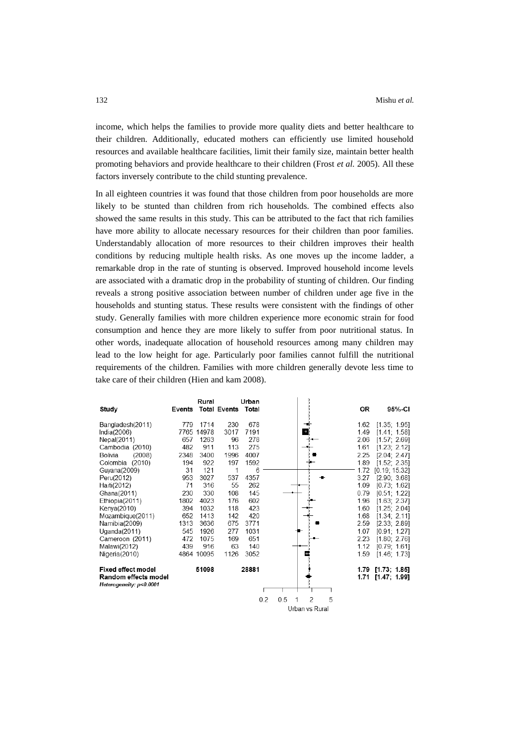income, which helps the families to provide more quality diets and better healthcare to their children. Additionally, educated mothers can efficiently use limited household resources and available healthcare facilities, limit their family size, maintain better health promoting behaviors and provide healthcare to their children (Frost *et al.* 2005). All these factors inversely contribute to the child stunting prevalence.

In all eighteen countries it was found that those children from poor households are more likely to be stunted than children from rich households. The combined effects also showed the same results in this study. This can be attributed to the fact that rich families have more ability to allocate necessary resources for their children than poor families. Understandably allocation of more resources to their children improves their health conditions by reducing multiple health risks. As one moves up the income ladder, a remarkable drop in the rate of stunting is observed. Improved household income levels are associated with a dramatic drop in the probability of stunting of children. Our finding reveals a strong positive association between number of children under age five in the households and stunting status. These results were consistent with the findings of other study. Generally families with more children experience more economic strain for food consumption and hence they are more likely to suffer from poor nutritional status. In other words, inadequate allocation of household resources among many children may lead to the low height for age. Particularly poor families cannot fulfill the nutritional requirements of the children. Families with more children generally devote less time to take care of their children (Hien and kam 2008).

| Study | Rural Events | Rural Total | Urban Events | Urban Total | OR | 95%-CI |
|---|---|---|---|---|---|---|
| Bangladesh(2011) | 779 | 1714 | 230 | 678 | 1.62 | [1.35; 1.95] |
| India(2006) | 7765 | 14978 | 3017 | 7191 | 1.49 | [1.41; 1.58] |
| Nepal(2011) | 657 | 1263 | 96 | 278 | 2.06 | [1.57; 2.69] |
| Cambodia (2010) | 482 | 911 | 113 | 275 | 1.61 | [1.23; 2.12] |
| Bolivia (2008) | 2348 | 3400 | 1996 | 4007 | 2.25 | [2.04; 2.47] |
| Colombia (2010) | 194 | 922 | 197 | 1592 | 1.89 | [1.52; 2.35] |
| Guyana(2009) | 31 | 121 | 1 | 6 | 1.72 | [0.19; 15.32] |
| Peru(2012) | 953 | 3027 | 537 | 4357 | 3.27 | [2.90; 3.68] |
| Haiti(2012) | 71 | 316 | 55 | 262 | 1.09 | [0.73; 1.62] |
| Ghana(2011) | 230 | 330 | 108 | 145 | 0.79 | [0.51; 1.22] |
| Ethiopia(2011) | 1802 | 4023 | 176 | 602 | 1.96 | [1.63; 2.37] |
| Kenya(2010) | 394 | 1032 | 118 | 423 | 1.60 | [1.25; 2.04] |
| Mozambique(2011) | 652 | 1413 | 142 | 420 | 1.68 | [1.34; 2.11] |
| Namibia(2009) | 1313 | 3636 | 675 | 3771 | 2.59 | [2.33; 2.89] |
| Uganda(2011) | 545 | 1926 | 277 | 1031 | 1.07 | [0.91; 1.27] |
| Cameroon (2011) | 472 | 1075 | 169 | 651 | 2.23 | [1.80; 2.76] |
| Malawi(2012) | 439 | 916 | 63 | 140 | 1.12 | [0.79; 1.61] |
| Nigeria(2010) | 4864 | 10095 | 1126 | 3052 | 1.59 | [1.46; 1.73] |
| **Fixed effect model** | | **51098** | | **28881** | **1.79** | **[1.73; 1.85]** |
| **Random effects model** | | | | | **1.71** | **[1.47; 1.99]** |
| *Heterogeneity: p<0.0001* | | | | | | |

Urban vs Rural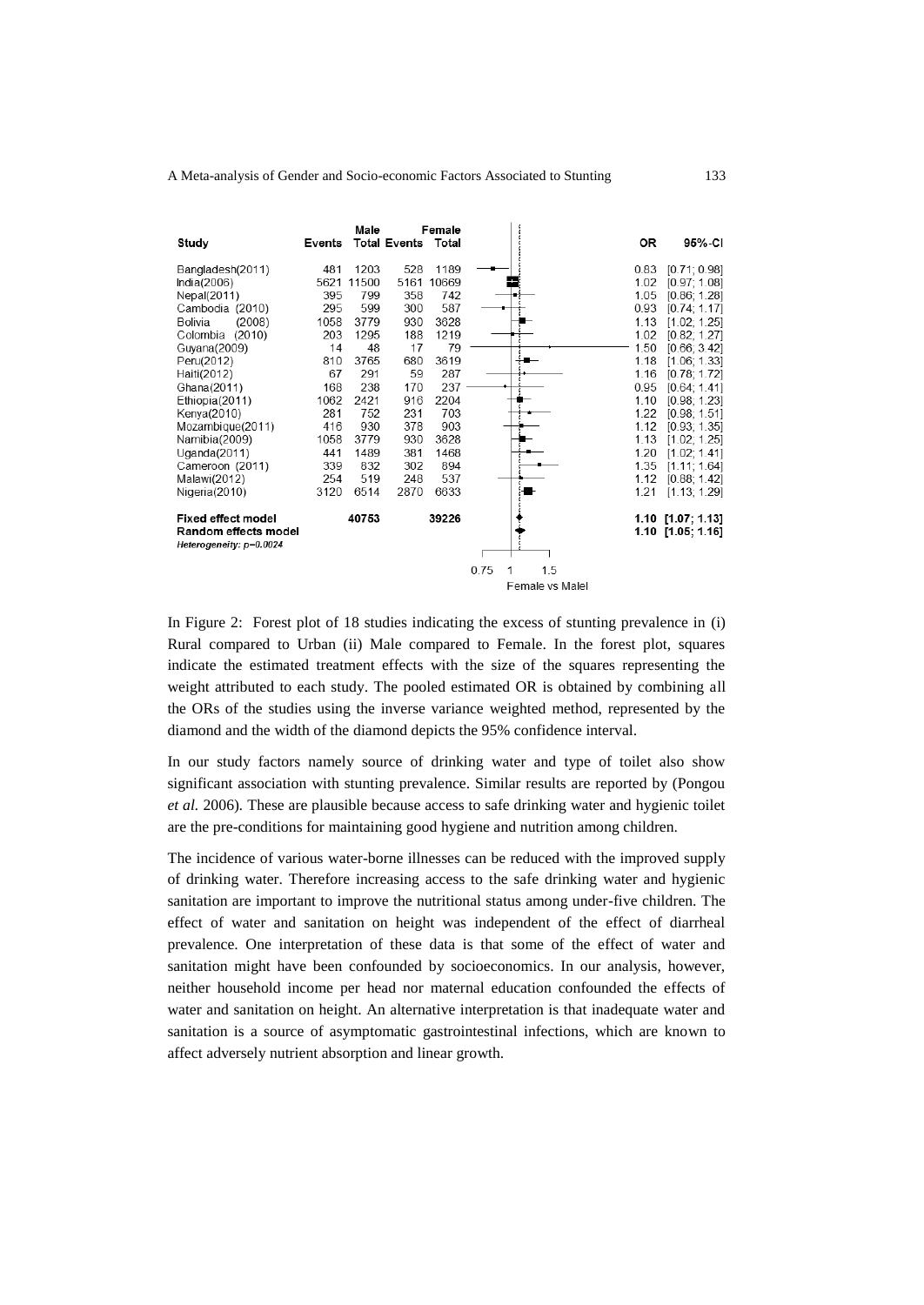| Study | Male Events | Male Total | Female Events | Female Total | OR | 95%-CI |
|---|---|---|---|---|---|---|
| Bangladesh(2011) | 481 | 1203 | 528 | 1189 | 0.83 | [0.71; 0.98] |
| India(2006) | 5621 | 11500 | 5161 | 10669 | 1.02 | [0.97; 1.08] |
| Nepal(2011) | 395 | 799 | 358 | 742 | 1.05 | [0.86; 1.28] |
| Cambodia (2010) | 295 | 599 | 300 | 587 | 0.93 | [0.74; 1.17] |
| Bolivia (2008) | 1058 | 3779 | 930 | 3628 | 1.13 | [1.02; 1.25] |
| Colombia (2010) | 203 | 1295 | 188 | 1219 | 1.02 | [0.82; 1.27] |
| Guyana(2009) | 14 | 48 | 17 | 79 | 1.50 | [0.66; 3.42] |
| Peru(2012) | 810 | 3765 | 680 | 3619 | 1.18 | [1.06; 1.33] |
| Haiti(2012) | 67 | 291 | 59 | 287 | 1.16 | [0.78; 1.72] |
| Ghana(2011) | 168 | 238 | 170 | 237 | 0.95 | [0.64; 1.41] |
| Ethiopia(2011) | 1062 | 2421 | 916 | 2204 | 1.10 | [0.98; 1.23] |
| Kenya(2010) | 281 | 752 | 231 | 703 | 1.22 | [0.98; 1.51] |
| Mozambique(2011) | 416 | 930 | 378 | 903 | 1.12 | [0.93; 1.35] |
| Namibia(2009) | 1058 | 3779 | 930 | 3628 | 1.13 | [1.02; 1.25] |
| Uganda(2011) | 441 | 1489 | 381 | 1468 | 1.20 | [1.02; 1.41] |
| Cameroon (2011) | 339 | 832 | 302 | 894 | 1.35 | [1.11; 1.64] |
| Malawi(2012) | 254 | 519 | 248 | 537 | 1.12 | [0.88; 1.42] |
| Nigeria(2010) | 3120 | 6514 | 2870 | 6633 | 1.21 | [1.13; 1.29] |
| **Fixed effect model** | | **40753** | | **39226** | **1.10** | **[1.07; 1.13]** |
| **Random effects model** | | | | | **1.10** | **[1.05; 1.16]** |
| *Heterogeneity: p=0.0024* | | | | | | |

Female vs Malel

In Figure 2: Forest plot of 18 studies indicating the excess of stunting prevalence in (i) Rural compared to Urban (ii) Male compared to Female. In the forest plot, squares indicate the estimated treatment effects with the size of the squares representing the weight attributed to each study. The pooled estimated OR is obtained by combining all the ORs of the studies using the inverse variance weighted method, represented by the diamond and the width of the diamond depicts the 95% confidence interval.

In our study factors namely source of drinking water and type of toilet also show significant association with stunting prevalence. Similar results are reported by (Pongou *et al.* 2006). These are plausible because access to safe drinking water and hygienic toilet are the pre-conditions for maintaining good hygiene and nutrition among children.

The incidence of various water-borne illnesses can be reduced with the improved supply of drinking water. Therefore increasing access to the safe drinking water and hygienic sanitation are important to improve the nutritional status among under-five children. The effect of water and sanitation on height was independent of the effect of diarrheal prevalence. One interpretation of these data is that some of the effect of water and sanitation might have been confounded by socioeconomics. In our analysis, however, neither household income per head nor maternal education confounded the effects of water and sanitation on height. An alternative interpretation is that inadequate water and sanitation is a source of asymptomatic gastrointestinal infections, which are known to affect adversely nutrient absorption and linear growth.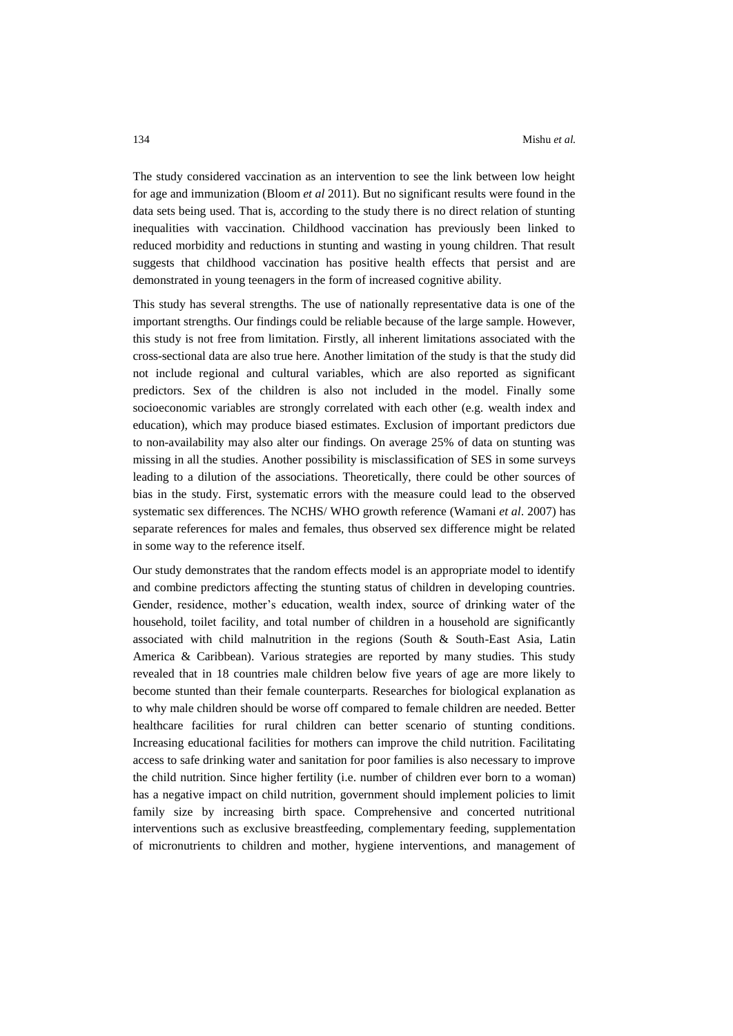The study considered vaccination as an intervention to see the link between low height for age and immunization (Bloom *et al* 2011). But no significant results were found in the data sets being used. That is, according to the study there is no direct relation of stunting inequalities with vaccination. Childhood vaccination has previously been linked to reduced morbidity and reductions in stunting and wasting in young children. That result suggests that childhood vaccination has positive health effects that persist and are demonstrated in young teenagers in the form of increased cognitive ability.

This study has several strengths. The use of nationally representative data is one of the important strengths. Our findings could be reliable because of the large sample. However, this study is not free from limitation. Firstly, all inherent limitations associated with the cross-sectional data are also true here. Another limitation of the study is that the study did not include regional and cultural variables, which are also reported as significant predictors. Sex of the children is also not included in the model. Finally some socioeconomic variables are strongly correlated with each other (e.g. wealth index and education), which may produce biased estimates. Exclusion of important predictors due to non-availability may also alter our findings. On average 25% of data on stunting was missing in all the studies. Another possibility is misclassification of SES in some surveys leading to a dilution of the associations. Theoretically, there could be other sources of bias in the study. First, systematic errors with the measure could lead to the observed systematic sex differences. The NCHS/ WHO growth reference (Wamani *et al*. 2007) has separate references for males and females, thus observed sex difference might be related in some way to the reference itself.

Our study demonstrates that the random effects model is an appropriate model to identify and combine predictors affecting the stunting status of children in developing countries. Gender, residence, mother's education, wealth index, source of drinking water of the household, toilet facility, and total number of children in a household are significantly associated with child malnutrition in the regions (South & South-East Asia, Latin America & Caribbean). Various strategies are reported by many studies. This study revealed that in 18 countries male children below five years of age are more likely to become stunted than their female counterparts. Researches for biological explanation as to why male children should be worse off compared to female children are needed. Better healthcare facilities for rural children can better scenario of stunting conditions. Increasing educational facilities for mothers can improve the child nutrition. Facilitating access to safe drinking water and sanitation for poor families is also necessary to improve the child nutrition. Since higher fertility (i.e. number of children ever born to a woman) has a negative impact on child nutrition, government should implement policies to limit family size by increasing birth space. Comprehensive and concerted nutritional interventions such as exclusive breastfeeding, complementary feeding, supplementation of micronutrients to children and mother, hygiene interventions, and management of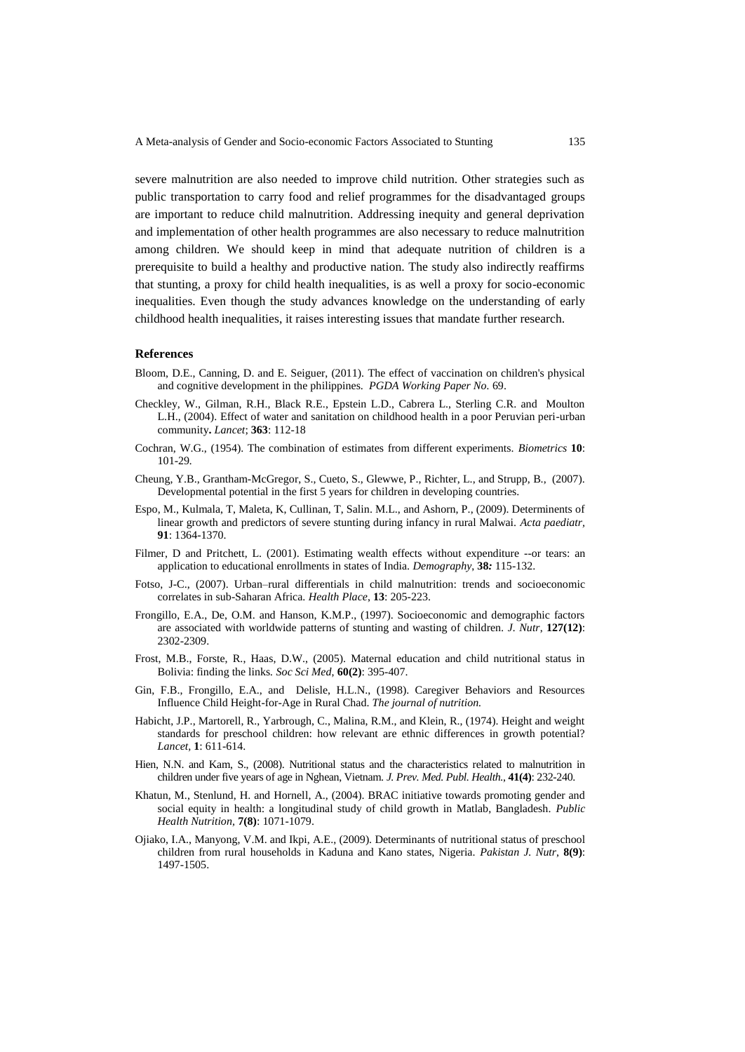severe malnutrition are also needed to improve child nutrition. Other strategies such as public transportation to carry food and relief programmes for the disadvantaged groups are important to reduce child malnutrition. Addressing inequity and general deprivation and implementation of other health programmes are also necessary to reduce malnutrition among children. We should keep in mind that adequate nutrition of children is a prerequisite to build a healthy and productive nation. The study also indirectly reaffirms that stunting, a proxy for child health inequalities, is as well a proxy for socio-economic inequalities. Even though the study advances knowledge on the understanding of early childhood health inequalities, it raises interesting issues that mandate further research.

### References

Bloom, D.E., Canning, D. and E. Seiguer, (2011). The effect of vaccination on children's physical and cognitive development in the philippines. *PGDA Working Paper No.* 69.

Checkley, W., Gilman, R.H., Black R.E., Epstein L.D., Cabrera L., Sterling C.R. and Moulton L.H., (2004). Effect of water and sanitation on childhood health in a poor Peruvian peri-urban community**.** *Lancet*; **363**: 112-18

Cochran, W.G., (1954). The combination of estimates from different experiments. *Biometrics* **10**: 101-29.

Cheung, Y.B., Grantham-McGregor, S., Cueto, S., Glewwe, P., Richter, L., and Strupp, B., (2007). Developmental potential in the first 5 years for children in developing countries.

Espo, M., Kulmala, T, Maleta, K, Cullinan, T, Salin. M.L., and Ashorn, P., (2009). Determinents of linear growth and predictors of severe stunting during infancy in rural Malwai. *Acta paediatr*, **91**: 1364-1370.

Filmer, D and Pritchett, L. (2001). Estimating wealth effects without expenditure --or tears: an application to educational enrollments in states of India. *Demography*, **38***:* 115-132.

Fotso, J-C., (2007). Urban–rural differentials in child malnutrition: trends and socioeconomic correlates in sub-Saharan Africa. *Health Place*, **13**: 205-223.

Frongillo, E.A., De, O.M. and Hanson, K.M.P., (1997). Socioeconomic and demographic factors are associated with worldwide patterns of stunting and wasting of children. *J. Nutr*, **127(12)**: 2302-2309.

Frost, M.B., Forste, R., Haas, D.W., (2005). Maternal education and child nutritional status in Bolivia: finding the links. *Soc Sci Med*, **60(2)**: 395-407.

Gin, F.B., Frongillo, E.A., and Delisle, H.L.N., (1998). Caregiver Behaviors and Resources Influence Child Height-for-Age in Rural Chad. *The journal of nutrition.*

Habicht, J.P., Martorell, R., Yarbrough, C., Malina, R.M., and Klein, R., (1974). Height and weight standards for preschool children: how relevant are ethnic differences in growth potential? *Lancet*, **1**: 611-614.

Hien, N.N. and Kam, S., (2008). Nutritional status and the characteristics related to malnutrition in children under five years of age in Nghean, Vietnam. *J. Prev. Med. Publ. Health.*, **41(4)**: 232-240.

Khatun, M., Stenlund, H. and Hornell, A., (2004). BRAC initiative towards promoting gender and social equity in health: a longitudinal study of child growth in Matlab, Bangladesh. *Public Health Nutrition*, **7(8)**: 1071-1079.

Ojiako, I.A., Manyong, V.M. and Ikpi, A.E., (2009). Determinants of nutritional status of preschool children from rural households in Kaduna and Kano states, Nigeria. *Pakistan J. Nutr*, **8(9)**: 1497-1505.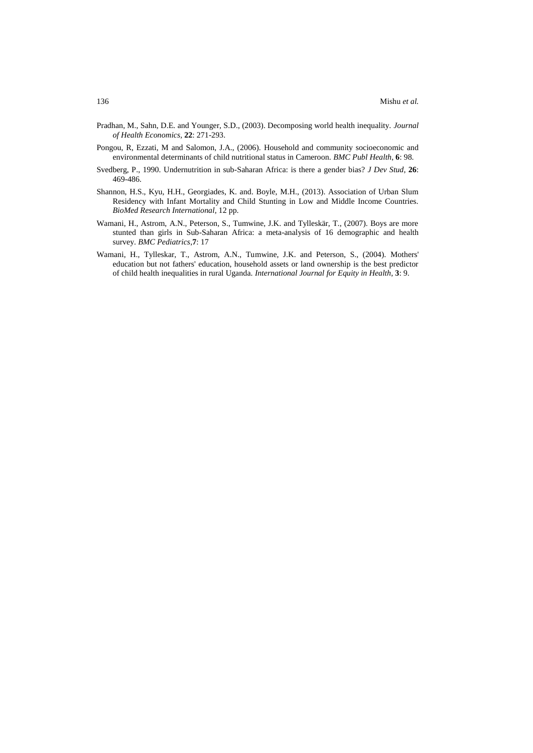Pradhan, M., Sahn, D.E. and Younger, S.D., (2003). Decomposing world health inequality. *Journal of Health Economics*, **22**: 271-293.

Pongou, R, Ezzati, M and Salomon, J.A., (2006). Household and community socioeconomic and environmental determinants of child nutritional status in Cameroon. *BMC Publ Health*, **6**: 98.

Svedberg, P., 1990. Undernutrition in sub-Saharan Africa: is there a gender bias? *J Dev Stud*, **26**: 469-486.

Shannon, H.S., Kyu, H.H., Georgiades, K. and. Boyle, M.H., (2013). Association of Urban Slum Residency with Infant Mortality and Child Stunting in Low and Middle Income Countries. *BioMed Research International,* 12 pp.

Wamani, H., Astrom, A.N., Peterson, S., Tumwine, J.K. and Tylleskär, T., (2007). Boys are more stunted than girls in Sub-Saharan Africa: a meta-analysis of 16 demographic and health survey. *BMC Pediatrics*,**7**: 17

Wamani, H., Tylleskar, T., Astrom, A.N., Tumwine, J.K. and Peterson, S., (2004). Mothers' education but not fathers' education, household assets or land ownership is the best predictor of child health inequalities in rural Uganda. *International Journal for Equity in Health*, **3**: 9.